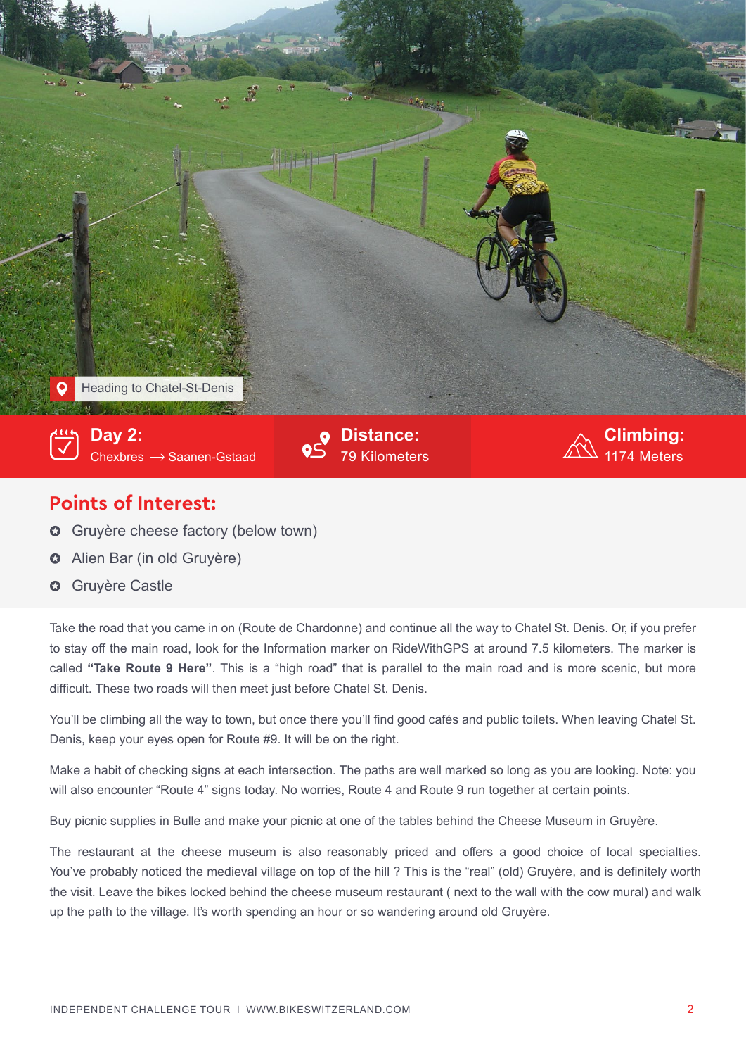Heading to Chatel-St-Denis

**Day 2:**
Chexbres ⟶ Saanen-Gstaad

**Distance:**
79 Kilometers

**Climbing:**
1174 Meters

## Points of Interest:

- Gruyère cheese factory (below town)
- Alien Bar (in old Gruyère)
- Gruyère Castle

Take the road that you came in on (Route de Chardonne) and continue all the way to Chatel St. Denis. Or, if you prefer to stay off the main road, look for the Information marker on RideWithGPS at around 7.5 kilometers. The marker is called **"Take Route 9 Here"**. This is a "high road" that is parallel to the main road and is more scenic, but more difficult. These two roads will then meet just before Chatel St. Denis.

You'll be climbing all the way to town, but once there you'll find good cafés and public toilets. When leaving Chatel St. Denis, keep your eyes open for Route #9. It will be on the right.

Make a habit of checking signs at each intersection. The paths are well marked so long as you are looking. Note: you will also encounter "Route 4" signs today. No worries, Route 4 and Route 9 run together at certain points.

Buy picnic supplies in Bulle and make your picnic at one of the tables behind the Cheese Museum in Gruyère.

The restaurant at the cheese museum is also reasonably priced and offers a good choice of local specialties. You've probably noticed the medieval village on top of the hill ? This is the "real" (old) Gruyère, and is definitely worth the visit. Leave the bikes locked behind the cheese museum restaurant ( next to the wall with the cow mural) and walk up the path to the village. It's worth spending an hour or so wandering around old Gruyère.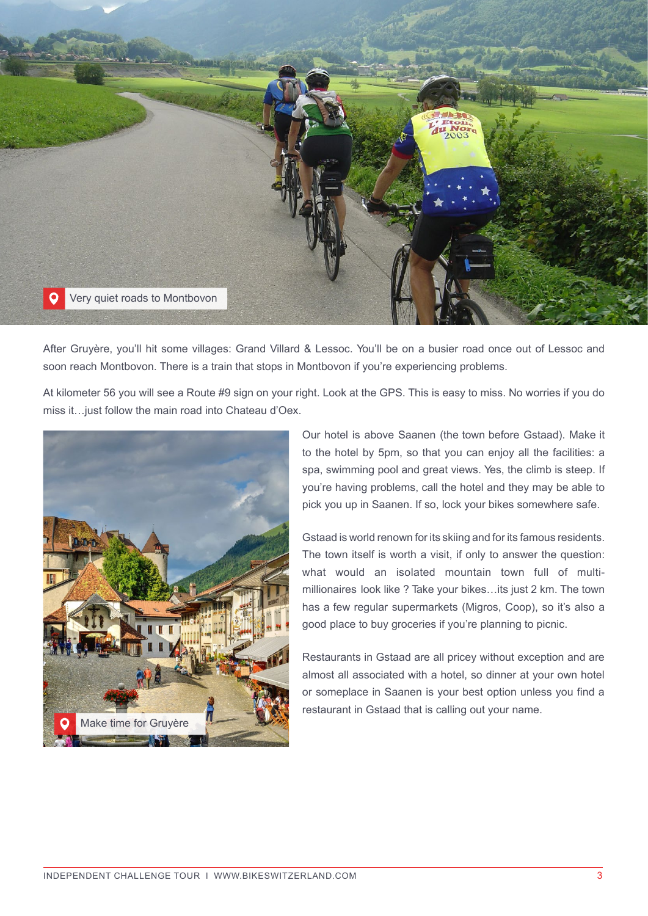Very quiet roads to Montbovon

After Gruyère, you'll hit some villages: Grand Villard & Lessoc. You'll be on a busier road once out of Lessoc and soon reach Montbovon. There is a train that stops in Montbovon if you're experiencing problems.

At kilometer 56 you will see a Route #9 sign on your right. Look at the GPS. This is easy to miss. No worries if you do miss it…just follow the main road into Chateau d'Oex.

Make time for Gruyère

Our hotel is above Saanen (the town before Gstaad). Make it to the hotel by 5pm, so that you can enjoy all the facilities: a spa, swimming pool and great views. Yes, the climb is steep. If you're having problems, call the hotel and they may be able to pick you up in Saanen. If so, lock your bikes somewhere safe.

Gstaad is world renown for its skiing and for its famous residents. The town itself is worth a visit, if only to answer the question: what would an isolated mountain town full of multi-millionaires look like ? Take your bikes…its just 2 km. The town has a few regular supermarkets (Migros, Coop), so it's also a good place to buy groceries if you're planning to picnic.

Restaurants in Gstaad are all pricey without exception and are almost all associated with a hotel, so dinner at your own hotel or someplace in Saanen is your best option unless you find a restaurant in Gstaad that is calling out your name.